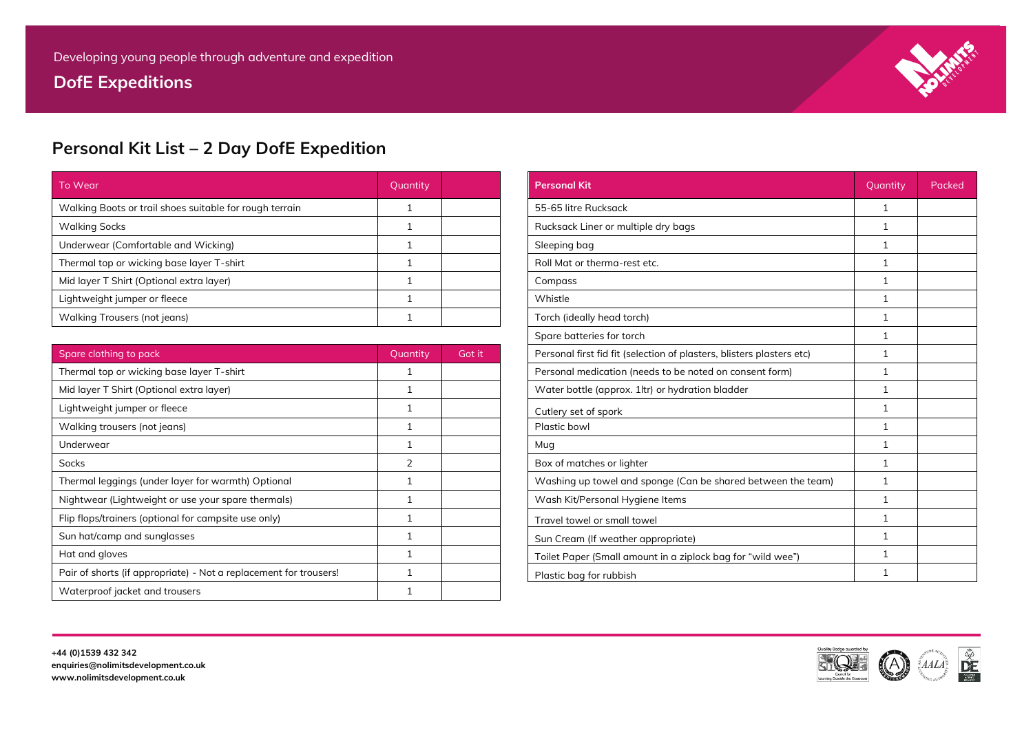Developing young people through adventure and expedition

**DofE Expeditions**

## Personal Kit List – 2 Day DofE Expedition

| To Wear | Quantity | |
|---|---|---|
| Walking Boots or trail shoes suitable for rough terrain | 1 | |
| Walking Socks | 1 | |
| Underwear (Comfortable and Wicking) | 1 | |
| Thermal top or wicking base layer T-shirt | 1 | |
| Mid layer T Shirt (Optional extra layer) | 1 | |
| Lightweight jumper or fleece | 1 | |
| Walking Trousers (not jeans) | 1 | |

| Spare clothing to pack | Quantity | Got it |
|---|---|---|
| Thermal top or wicking base layer T-shirt | 1 | |
| Mid layer T Shirt (Optional extra layer) | 1 | |
| Lightweight jumper or fleece | 1 | |
| Walking trousers (not jeans) | 1 | |
| Underwear | 1 | |
| Socks | 2 | |
| Thermal leggings (under layer for warmth) Optional | 1 | |
| Nightwear (Lightweight or use your spare thermals) | 1 | |
| Flip flops/trainers (optional for campsite use only) | 1 | |
| Sun hat/camp and sunglasses | 1 | |
| Hat and gloves | 1 | |
| Pair of shorts (if appropriate) - Not a replacement for trousers! | 1 | |
| Waterproof jacket and trousers | 1 | |

| **Personal Kit** | Quantity | Packed |
|---|---|---|
| 55-65 litre Rucksack | 1 | |
| Rucksack Liner or multiple dry bags | 1 | |
| Sleeping bag | 1 | |
| Roll Mat or therma-rest etc. | 1 | |
| Compass | 1 | |
| Whistle | 1 | |
| Torch (ideally head torch) | 1 | |
| Spare batteries for torch | 1 | |
| Personal first fid fit (selection of plasters, blisters plasters etc) | 1 | |
| Personal medication (needs to be noted on consent form) | 1 | |
| Water bottle (approx. 1ltr) or hydration bladder | 1 | |
| Cutlery set of spork | 1 | |
| Plastic bowl | 1 | |
| Mug | 1 | |
| Box of matches or lighter | 1 | |
| Washing up towel and sponge (Can be shared between the team) | 1 | |
| Wash Kit/Personal Hygiene Items | 1 | |
| Travel towel or small towel | 1 | |
| Sun Cream (If weather appropriate) | 1 | |
| Toilet Paper (Small amount in a ziplock bag for "wild wee") | 1 | |
| Plastic bag for rubbish | 1 | |

**+44 (0)1539 432 342**
**enquiries@nolimitsdevelopment.co.uk**
**www.nolimitsdevelopment.co.uk**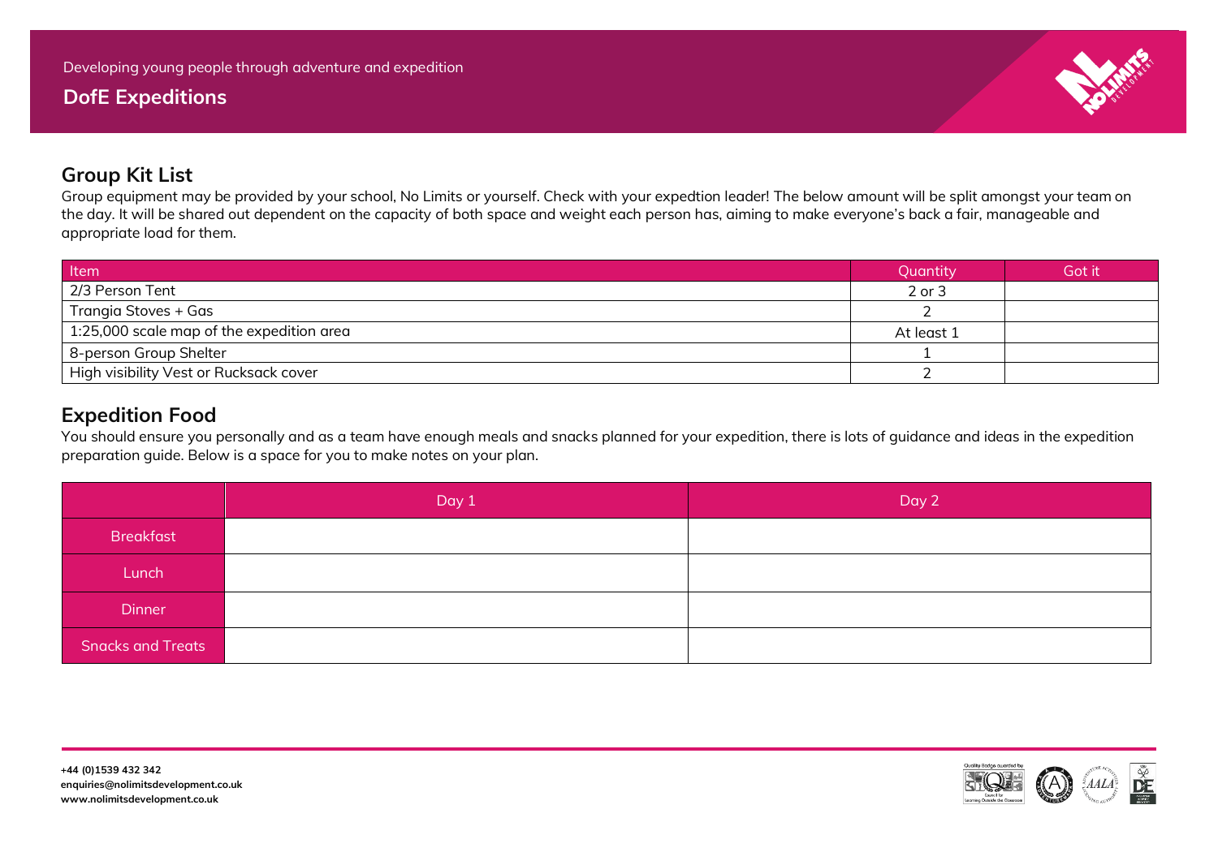Developing young people through adventure and expedition

**DofE Expeditions**

## Group Kit List

Group equipment may be provided by your school, No Limits or yourself. Check with your expedtion leader! The below amount will be split amongst your team on the day. It will be shared out dependent on the capacity of both space and weight each person has, aiming to make everyone's back a fair, manageable and appropriate load for them.

| Item | Quantity | Got it |
|---|---|---|
| 2/3 Person Tent | 2 or 3 | |
| Trangia Stoves + Gas | 2 | |
| 1:25,000 scale map of the expedition area | At least 1 | |
| 8-person Group Shelter | 1 | |
| High visibility Vest or Rucksack cover | 2 | |

## Expedition Food

You should ensure you personally and as a team have enough meals and snacks planned for your expedition, there is lots of guidance and ideas in the expedition preparation guide. Below is a space for you to make notes on your plan.

| | Day 1 | Day 2 |
|---|---|---|
| Breakfast | | |
| Lunch | | |
| Dinner | | |
| Snacks and Treats | | |

**+44 (0)1539 432 342**
**enquiries@nolimitsdevelopment.co.uk**
**www.nolimitsdevelopment.co.uk**